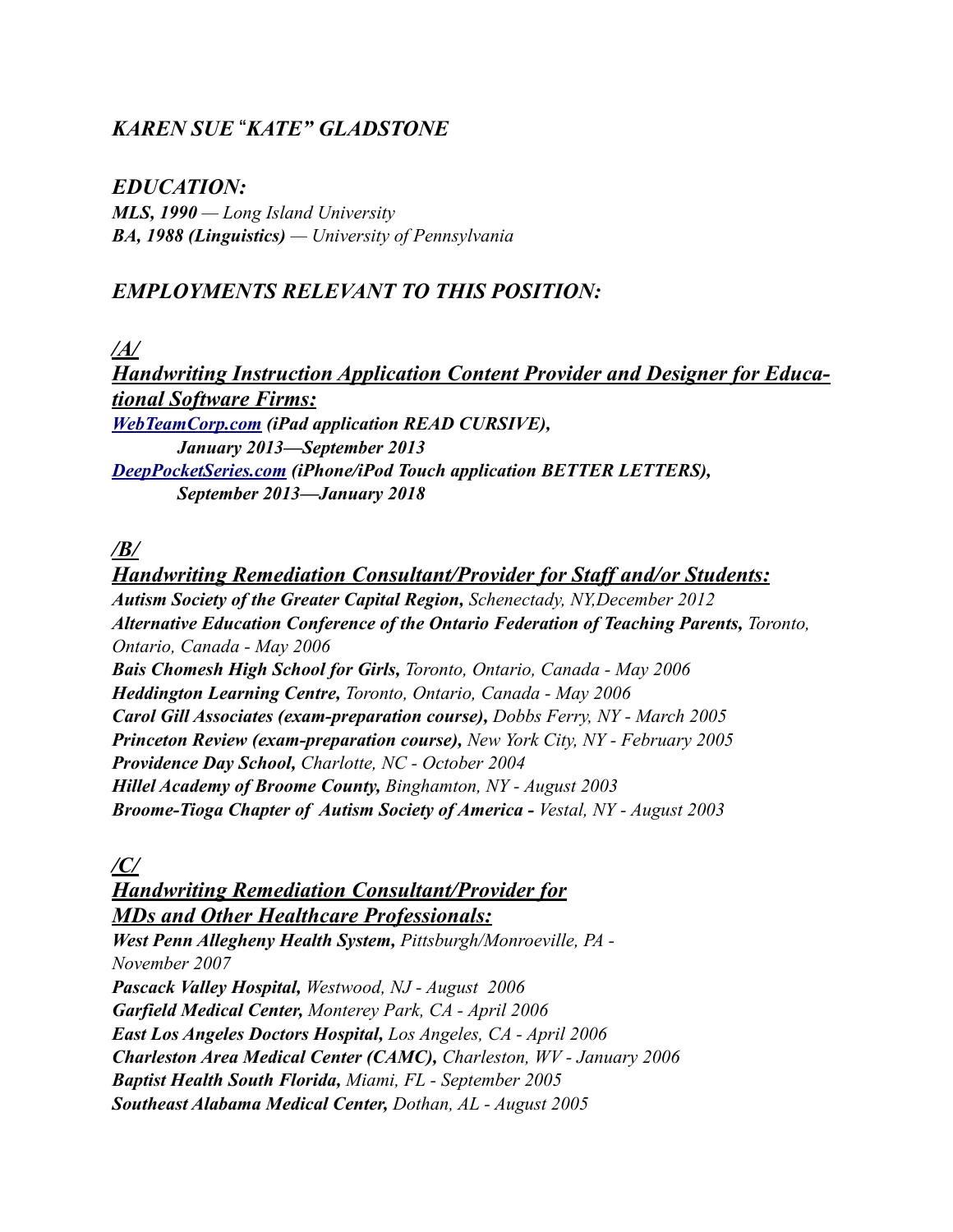# *KAREN SUE "KATE" GLADSTONE*

## *EDUCATION:*

***MLS, 1990*** *— Long Island University*
***BA, 1988 (Linguistics)*** *— University of Pennsylvania*

## *EMPLOYMENTS RELEVANT TO THIS POSITION:*

### ***/A/***

### ***Handwriting Instruction Application Content Provider and Designer for Educational Software Firms:***

***WebTeamCorp.com (iPad application READ CURSIVE),***
***January 2013—September 2013***
***DeepPocketSeries.com (iPhone/iPod Touch application BETTER LETTERS),***
***September 2013—January 2018***

### ***/B/***

### ***Handwriting Remediation Consultant/Provider for Staff and/or Students:***

***Autism Society of the Greater Capital Region,*** *Schenectady, NY,December 2012*
***Alternative Education Conference of the Ontario Federation of Teaching Parents,*** *Toronto, Ontario, Canada - May 2006*
***Bais Chomesh High School for Girls,*** *Toronto, Ontario, Canada - May 2006*
***Heddington Learning Centre,*** *Toronto, Ontario, Canada - May 2006*
***Carol Gill Associates (exam-preparation course),*** *Dobbs Ferry, NY - March 2005*
***Princeton Review (exam-preparation course),*** *New York City, NY - February 2005*
***Providence Day School,*** *Charlotte, NC - October 2004*
***Hillel Academy of Broome County,*** *Binghamton, NY - August 2003*
***Broome-Tioga Chapter of Autism Society of America -*** *Vestal, NY - August 2003*

### ***/C/***

### ***Handwriting Remediation Consultant/Provider for MDs and Other Healthcare Professionals:***

***West Penn Allegheny Health System,*** *Pittsburgh/Monroeville, PA - November 2007*
***Pascack Valley Hospital,*** *Westwood, NJ - August 2006*
***Garfield Medical Center,*** *Monterey Park, CA - April 2006*
***East Los Angeles Doctors Hospital,*** *Los Angeles, CA - April 2006*
***Charleston Area Medical Center (CAMC),*** *Charleston, WV - January 2006*
***Baptist Health South Florida,*** *Miami, FL - September 2005*
***Southeast Alabama Medical Center,*** *Dothan, AL - August 2005*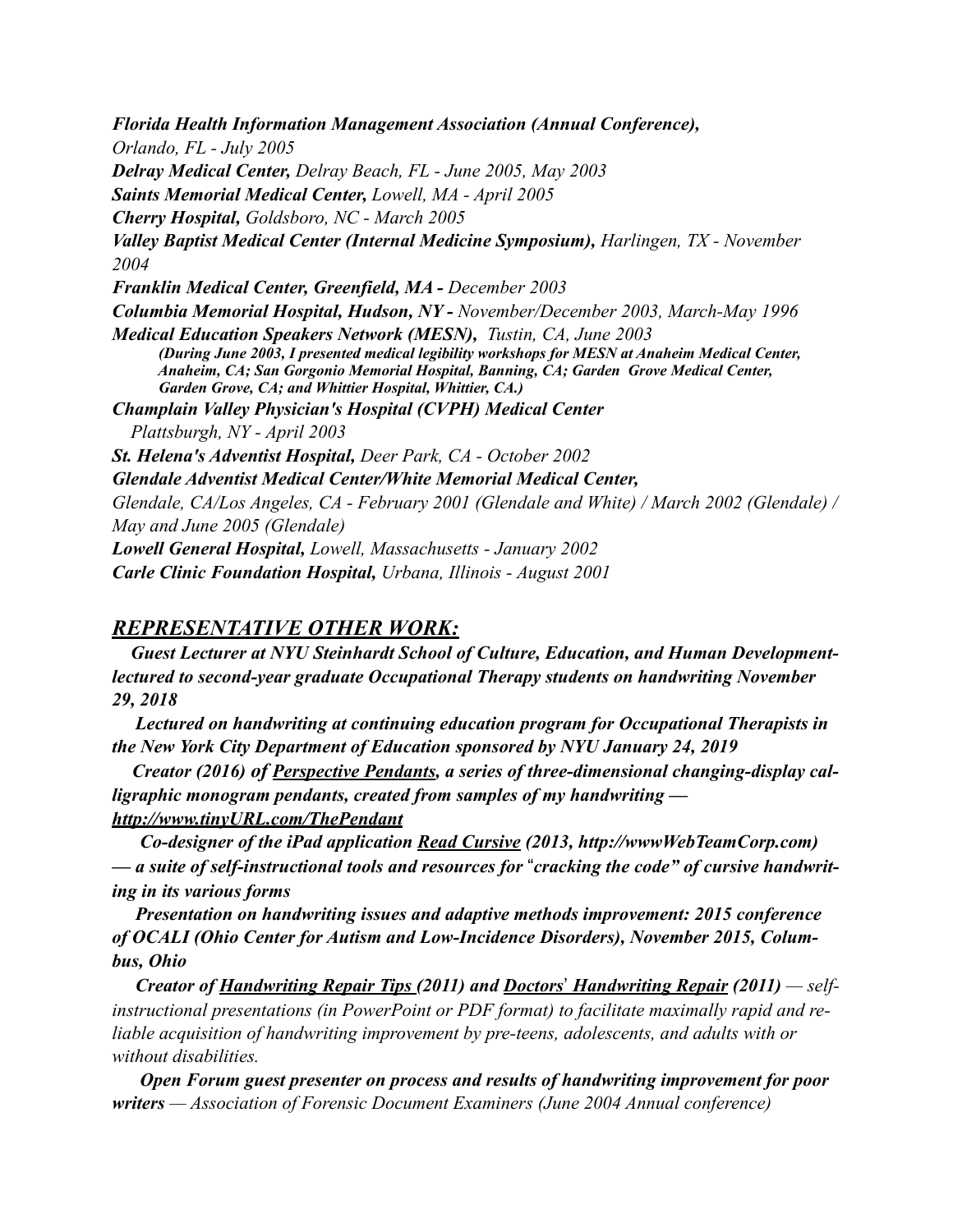***Florida Health Information Management Association (Annual Conference),***
*Orlando, FL - July 2005*
***Delray Medical Center,*** *Delray Beach, FL - June 2005, May 2003*
***Saints Memorial Medical Center,*** *Lowell, MA - April 2005*
***Cherry Hospital,*** *Goldsboro, NC - March 2005*
***Valley Baptist Medical Center (Internal Medicine Symposium),*** *Harlingen, TX - November 2004*
***Franklin Medical Center, Greenfield, MA -*** *December 2003*
***Columbia Memorial Hospital, Hudson, NY -*** *November/December 2003, March-May 1996*
***Medical Education Speakers Network (MESN),*** *Tustin, CA, June 2003*

> ***(During June 2003, I presented medical legibility workshops for MESN at Anaheim Medical Center, Anaheim, CA; San Gorgonio Memorial Hospital, Banning, CA; Garden Grove Medical Center, Garden Grove, CA; and Whittier Hospital, Whittier, CA.)***

***Champlain Valley Physician's Hospital (CVPH) Medical Center***
*Plattsburgh, NY - April 2003*
***St. Helena's Adventist Hospital,*** *Deer Park, CA - October 2002*
***Glendale Adventist Medical Center/White Memorial Medical Center,***
*Glendale, CA/Los Angeles, CA - February 2001 (Glendale and White) / March 2002 (Glendale) / May and June 2005 (Glendale)*
***Lowell General Hospital,*** *Lowell, Massachusetts - January 2002*
***Carle Clinic Foundation Hospital,*** *Urbana, Illinois - August 2001*

## ***REPRESENTATIVE OTHER WORK:***

***Guest Lecturer at NYU Steinhardt School of Culture, Education, and Human Development- lectured to second-year graduate Occupational Therapy students on handwriting November 29, 2018***

***Lectured on handwriting at continuing education program for Occupational Therapists in the New York City Department of Education sponsored by NYU January 24, 2019***

***Creator (2016) of Perspective Pendants, a series of three-dimensional changing-display calligraphic monogram pendants, created from samples of my handwriting — http://www.tinyURL.com/ThePendant***

***Co-designer of the iPad application Read Cursive (2013, http://wwwWebTeamCorp.com) — a suite of self-instructional tools and resources for "cracking the code" of cursive handwriting in its various forms***

***Presentation on handwriting issues and adaptive methods improvement: 2015 conference of OCALI (Ohio Center for Autism and Low-Incidence Disorders), November 2015, Columbus, Ohio***

***Creator of Handwriting Repair Tips (2011) and Doctors' Handwriting Repair (2011)*** *— self-instructional presentations (in PowerPoint or PDF format) to facilitate maximally rapid and reliable acquisition of handwriting improvement by pre-teens, adolescents, and adults with or without disabilities.*

***Open Forum guest presenter on process and results of handwriting improvement for poor writers*** *— Association of Forensic Document Examiners (June 2004 Annual conference)*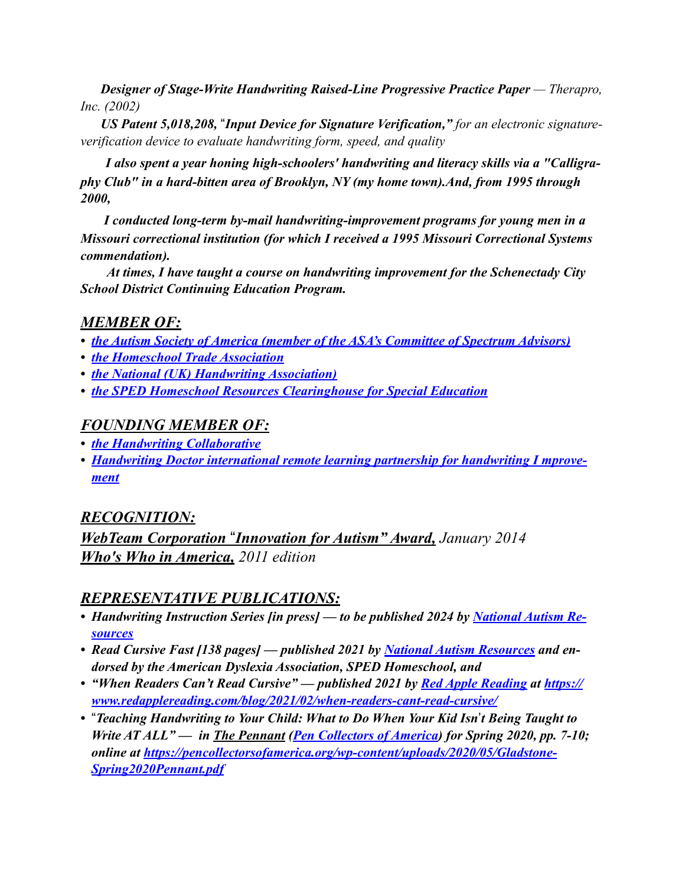***Designer of Stage-Write Handwriting Raised-Line Progressive Practice Paper** — Therapro, Inc. (2002)*

***US Patent 5,018,208, "Input Device for Signature Verification,"** for an electronic signature-verification device to evaluate handwriting form, speed, and quality*

***I also spent a year honing high-schoolers' handwriting and literacy skills via a "Calligraphy Club" in a hard-bitten area of Brooklyn, NY (my home town).And, from 1995 through 2000,***

***I conducted long-term by-mail handwriting-improvement programs for young men in a Missouri correctional institution (for which I received a 1995 Missouri Correctional Systems commendation).***

***At times, I have taught a course on handwriting improvement for the Schenectady City School District Continuing Education Program.***

## *MEMBER OF:*

- ***the Autism Society of America (member of the ASA's Committee of Spectrum Advisors)***
- ***the Homeschool Trade Association***
- ***the National (UK) Handwriting Association)***
- ***the SPED Homeschool Resources Clearinghouse for Special Education***

## *FOUNDING MEMBER OF:*

- ***the Handwriting Collaborative***
- ***Handwriting Doctor international remote learning partnership for handwriting I mprovement***

## *RECOGNITION:*

***WebTeam Corporation "Innovation for Autism" Award,*** *January 2014*
***Who's Who in America,*** *2011 edition*

## *REPRESENTATIVE PUBLICATIONS:*

- ***Handwriting Instruction Series [in press] — to be published 2024 by National Autism Resources***
- ***Read Cursive Fast [138 pages] — published 2021 by National Autism Resources and endorsed by the American Dyslexia Association, SPED Homeschool, and***
- ***"When Readers Can't Read Cursive" — published 2021 by Red Apple Reading at https://www.redapplereading.com/blog/2021/02/when-readers-cant-read-cursive/***
- ***"Teaching Handwriting to Your Child: What to Do When Your Kid Isn't Being Taught to Write AT ALL" — in The Pennant (Pen Collectors of America) for Spring 2020, pp. 7-10; online at https://pencollectorsofamerica.org/wp-content/uploads/2020/05/Gladstone-Spring2020Pennant.pdf***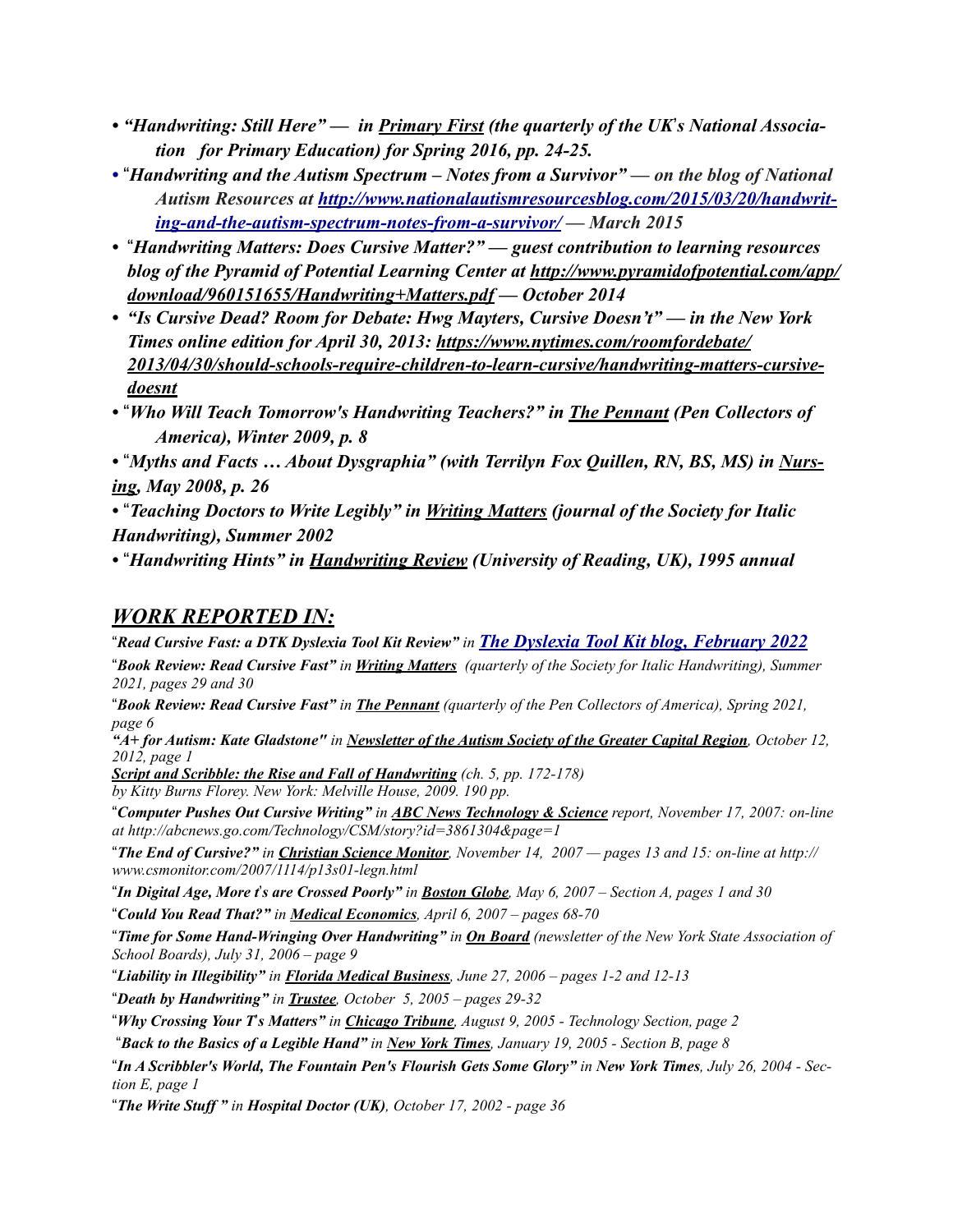- ***"Handwriting: Still Here" — in <u>Primary First</u> (the quarterly of the UK's National Association for Primary Education) for Spring 2016, pp. 24-25.***
- ***"Handwriting and the Autism Spectrum – Notes from a Survivor" — on the blog of National Autism Resources at [http://www.nationalautismresourcesblog.com/2015/03/20/handwriting-and-the-autism-spectrum-notes-from-a-survivor/](http://www.nationalautismresourcesblog.com/2015/03/20/handwriting-and-the-autism-spectrum-notes-from-a-survivor/) — March 2015***
- ***"Handwriting Matters: Does Cursive Matter?" — guest contribution to learning resources blog of the Pyramid of Potential Learning Center at [http://www.pyramidofpotential.com/app/download/960151655/Handwriting+Matters.pdf](http://www.pyramidofpotential.com/app/download/960151655/Handwriting+Matters.pdf) — October 2014***
- ***"Is Cursive Dead? Room for Debate: Hwg Mayters, Cursive Doesn't" — in the New York Times online edition for April 30, 2013: [https://www.nytimes.com/roomfordebate/2013/04/30/should-schools-require-children-to-learn-cursive/handwriting-matters-cursive-doesnt](https://www.nytimes.com/roomfordebate/2013/04/30/should-schools-require-children-to-learn-cursive/handwriting-matters-cursive-doesnt)***
- ***"Who Will Teach Tomorrow's Handwriting Teachers?" in <u>The Pennant</u> (Pen Collectors of America), Winter 2009, p. 8***
- ***"Myths and Facts … About Dysgraphia" (with Terrilyn Fox Quillen, RN, BS, MS) in <u>Nursing</u>, May 2008, p. 26***
- ***"Teaching Doctors to Write Legibly" in <u>Writing Matters</u> (journal of the Society for Italic Handwriting), Summer 2002***
- ***"Handwriting Hints" in <u>Handwriting Review</u> (University of Reading, UK), 1995 annual***

## *WORK REPORTED IN:*

*"**Read Cursive Fast: a DTK Dyslexia Tool Kit Review**" in **<u>The Dyslexia Tool Kit blog, February 2022</u>***

*"**Book Review: Read Cursive Fast**" in **<u>Writing Matters</u>** (quarterly of the Society for Italic Handwriting), Summer 2021, pages 29 and 30*

*"**Book Review: Read Cursive Fast**" in **<u>The Pennant</u>** (quarterly of the Pen Collectors of America), Spring 2021, page 6*

*"**A+ for Autism: Kate Gladstone**" in **<u>Newsletter of the Autism Society of the Greater Capital Region</u>**, October 12, 2012, page 1*

***<u>Script and Scribble: the Rise and Fall of Handwriting</u>** (ch. 5, pp. 172-178) by Kitty Burns Florey. New York: Melville House, 2009. 190 pp.*

*"**Computer Pushes Out Cursive Writing**" in **<u>ABC News Technology & Science</u>** report, November 17, 2007: on-line at http://abcnews.go.com/Technology/CSM/story?id=3861304&page=1*

*"**The End of Cursive?**" in **<u>Christian Science Monitor</u>**, November 14, 2007 — pages 13 and 15: on-line at http://www.csmonitor.com/2007/1114/p13s01-legn.html*

*"**In Digital Age, More t's are Crossed Poorly**" in **<u>Boston Globe</u>**, May 6, 2007 – Section A, pages 1 and 30*

*"**Could You Read That?**" in **<u>Medical Economics</u>**, April 6, 2007 – pages 68-70*

*"**Time for Some Hand-Wringing Over Handwriting**" in **<u>On Board</u>** (newsletter of the New York State Association of School Boards), July 31, 2006 – page 9*

*"**Liability in Illegibility**" in **<u>Florida Medical Business</u>**, June 27, 2006 – pages 1-2 and 12-13*

*"**Death by Handwriting**" in **<u>Trustee</u>**, October 5, 2005 – pages 29-32*

*"**Why Crossing Your T's Matters**" in **<u>Chicago Tribune</u>**, August 9, 2005 - Technology Section, page 2*

*"**Back to the Basics of a Legible Hand**" in **<u>New York Times</u>**, January 19, 2005 - Section B, page 8*

*"**In A Scribbler's World, The Fountain Pen's Flourish Gets Some Glory**" in **New York Times**, July 26, 2004 - Section E, page 1*

*"**The Write Stuff** " in **Hospital Doctor (UK)**, October 17, 2002 - page 36*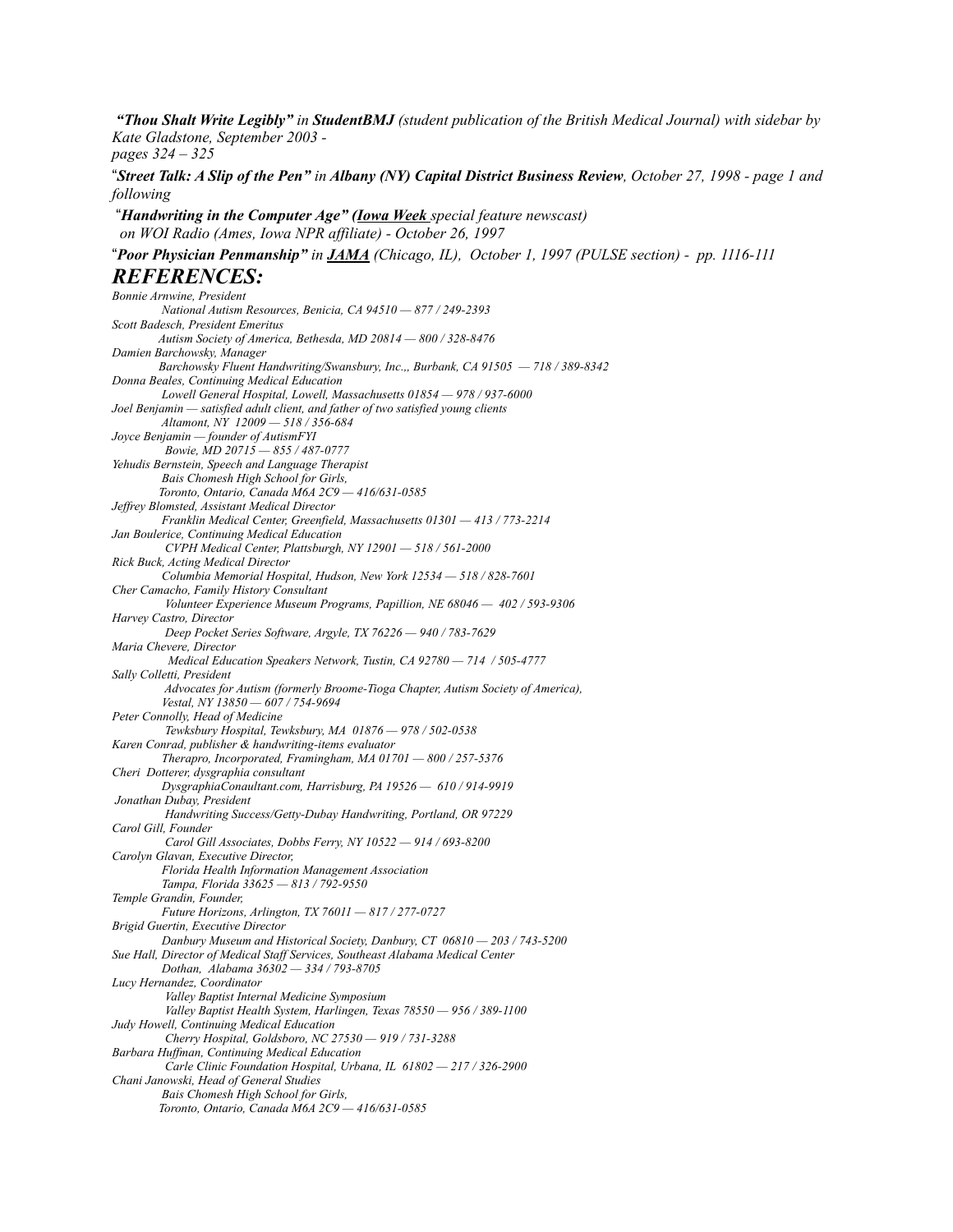***"Thou Shalt Write Legibly"** in **StudentBMJ** (student publication of the British Medical Journal) with sidebar by Kate Gladstone, September 2003 - pages 324 – 325*

"***Street Talk: A Slip of the Pen" in Albany (NY) Capital District Business Review**, October 27, 1998 - page 1 and following*

"***Handwriting in the Computer Age" (Iowa Week** special feature newscast) on WOI Radio (Ames, Iowa NPR affiliate) - October 26, 1997*

"***Poor Physician Penmanship"** in **JAMA** (Chicago, IL), October 1, 1997 (PULSE section) - pp. 1116-111*

## *REFERENCES:*

*Bonnie Arnwine, President*
*National Autism Resources, Benicia, CA 94510 — 877 / 249-2393*

*Scott Badesch, President Emeritus*
*Autism Society of America, Bethesda, MD 20814 — 800 / 328-8476*

*Damien Barchowsky, Manager*
*Barchowsky Fluent Handwriting/Swansbury, Inc.,, Burbank, CA 91505 — 718 / 389-8342*

*Donna Beales, Continuing Medical Education*
*Lowell General Hospital, Lowell, Massachusetts 01854 — 978 / 937-6000*

*Joel Benjamin — satisfied adult client, and father of two satisfied young clients*
*Altamont, NY 12009 — 518 / 356-684*

*Joyce Benjamin — founder of AutismFYI*
*Bowie, MD 20715 — 855 / 487-0777*

*Yehudis Bernstein, Speech and Language Therapist*
*Bais Chomesh High School for Girls,*
*Toronto, Ontario, Canada M6A 2C9 — 416/631-0585*

*Jeffrey Blomsted, Assistant Medical Director*
*Franklin Medical Center, Greenfield, Massachusetts 01301 — 413 / 773-2214*

*Jan Boulerice, Continuing Medical Education*
*CVPH Medical Center, Plattsburgh, NY 12901 — 518 / 561-2000*

*Rick Buck, Acting Medical Director*
*Columbia Memorial Hospital, Hudson, New York 12534 — 518 / 828-7601*

*Cher Camacho, Family History Consultant*
*Volunteer Experience Museum Programs, Papillion, NE 68046 — 402 / 593-9306*

*Harvey Castro, Director*
*Deep Pocket Series Software, Argyle, TX 76226 — 940 / 783-7629*

*Maria Chevere, Director*
*Medical Education Speakers Network, Tustin, CA 92780 — 714 / 505-4777*

*Sally Colletti, President*
*Advocates for Autism (formerly Broome-Tioga Chapter, Autism Society of America),*
*Vestal, NY 13850 — 607 / 754-9694*

*Peter Connolly, Head of Medicine*
*Tewksbury Hospital, Tewksbury, MA 01876 — 978 / 502-0538*

*Karen Conrad, publisher & handwriting-items evaluator*
*Therapro, Incorporated, Framingham, MA 01701 — 800 / 257-5376*

*Cheri Dotterer, dysgraphia consultant*
*DysgraphiaConaultant.com, Harrisburg, PA 19526 — 610 / 914-9919*

*Jonathan Dubay, President*
*Handwriting Success/Getty-Dubay Handwriting, Portland, OR 97229*

*Carol Gill, Founder*
*Carol Gill Associates, Dobbs Ferry, NY 10522 — 914 / 693-8200*

*Carolyn Glavan, Executive Director,*
*Florida Health Information Management Association*
*Tampa, Florida 33625 — 813 / 792-9550*

*Temple Grandin, Founder,*
*Future Horizons, Arlington, TX 76011 — 817 / 277-0727*

*Brigid Guertin, Executive Director*
*Danbury Museum and Historical Society, Danbury, CT 06810 — 203 / 743-5200*

*Sue Hall, Director of Medical Staff Services, Southeast Alabama Medical Center*
*Dothan, Alabama 36302 — 334 / 793-8705*

*Lucy Hernandez, Coordinator*
*Valley Baptist Internal Medicine Symposium*
*Valley Baptist Health System, Harlingen, Texas 78550 — 956 / 389-1100*

*Judy Howell, Continuing Medical Education*
*Cherry Hospital, Goldsboro, NC 27530 — 919 / 731-3288*

*Barbara Huffman, Continuing Medical Education*
*Carle Clinic Foundation Hospital, Urbana, IL 61802 — 217 / 326-2900*

*Chani Janowski, Head of General Studies*
*Bais Chomesh High School for Girls,*
*Toronto, Ontario, Canada M6A 2C9 — 416/631-0585*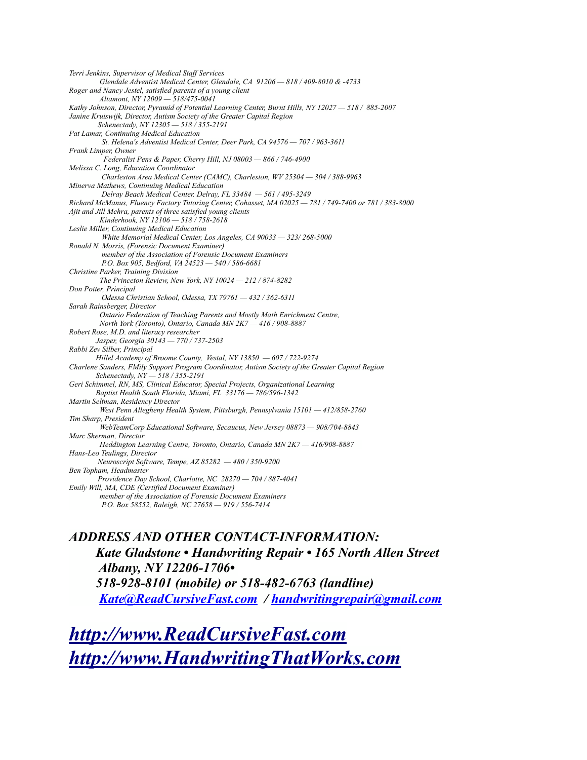*Terri Jenkins, Supervisor of Medical Staff Services*
*Glendale Adventist Medical Center, Glendale, CA 91206 — 818 / 409-8010 & -4733*
*Roger and Nancy Jestel, satisfied parents of a young client*
*Altamont, NY 12009 — 518/475-0041*
*Kathy Johnson, Director, Pyramid of Potential Learning Center, Burnt Hills, NY 12027 — 518 / 885-2007*
*Janine Kruiswijk, Director, Autism Society of the Greater Capital Region*
*Schenectady, NY 12305 — 518 / 355-2191*
*Pat Lamar, Continuing Medical Education*
*St. Helena's Adventist Medical Center, Deer Park, CA 94576 — 707 / 963-3611*
*Frank Limper, Owner*
*Federalist Pens & Paper, Cherry Hill, NJ 08003 — 866 / 746-4900*
*Melissa C. Long, Education Coordinator*
*Charleston Area Medical Center (CAMC), Charleston, WV 25304 — 304 / 388-9963*
*Minerva Mathews, Continuing Medical Education*
*Delray Beach Medical Center. Delray, FL 33484 — 561 / 495-3249*
*Richard McManus, Fluency Factory Tutoring Center, Cohasset, MA 02025 — 781 / 749-7400 or 781 / 383-8000*
*Ajit and Jill Mehra, parents of three satisfied young clients*
*Kinderhook, NY 12106 — 518 / 758-2618*
*Leslie Miller, Continuing Medical Education*
*White Memorial Medical Center, Los Angeles, CA 90033 — 323/ 268-5000*
*Ronald N. Morris, (Forensic Document Examiner)*
*member of the Association of Forensic Document Examiners*
*P.O. Box 905, Bedford, VA 24523 — 540 / 586-6681*
*Christine Parker, Training Division*
*The Princeton Review, New York, NY 10024 — 212 / 874-8282*
*Don Potter, Principal*
*Odessa Christian School, Odessa, TX 79761 — 432 / 362-6311*
*Sarah Rainsberger, Director*
*Ontario Federation of Teaching Parents and Mostly Math Enrichment Centre,*
*North York (Toronto), Ontario, Canada MN 2K7 — 416 / 908-8887*
*Robert Rose, M.D. and literacy researcher*
*Jasper, Georgia 30143 — 770 / 737-2503*
*Rabbi Zev Silber, Principal*
*Hillel Academy of Broome County, Vestal, NY 13850 — 607 / 722-9274*
*Charlene Sanders, FMily Support Program Coordinator, Autism Society of the Greater Capital Region*
*Schenectady, NY — 518 / 355-2191*
*Geri Schimmel, RN, MS, Clinical Educator, Special Projects, Organizational Learning*
*Baptist Health South Florida, Miami, FL 33176 — 786/596-1342*
*Martin Seltman, Residency Director*
*West Penn Allegheny Health System, Pittsburgh, Pennsylvania 15101 — 412/858-2760*
*Tim Sharp, President*
*WebTeamCorp Educational Software, Secaucus, New Jersey 08873 — 908/704-8843*
*Marc Sherman, Director*
*Heddington Learning Centre, Toronto, Ontario, Canada MN 2K7 — 416/908-8887*
*Hans-Leo Teulings, Director*
*Neuroscript Software, Tempe, AZ 85282 — 480 / 350-9200*
*Ben Topham, Headmaster*
*Providence Day School, Charlotte, NC 28270 — 704 / 887-4041*
*Emily Will, MA, CDE (Certified Document Examiner)*
*member of the Association of Forensic Document Examiners*
*P.O. Box 58552, Raleigh, NC 27658 — 919 / 556-7414*

## ***ADDRESS AND OTHER CONTACT-INFORMATION:***

***Kate Gladstone • Handwriting Repair • 165 North Allen Street***
***Albany, NY 12206-1706•***
***518-928-8101 (mobile) or 518-482-6763 (landline)***
***Kate@ReadCursiveFast.com / handwritingrepair@gmail.com***

# ***http://www.ReadCursiveFast.com***
# ***http://www.HandwritingThatWorks.com***